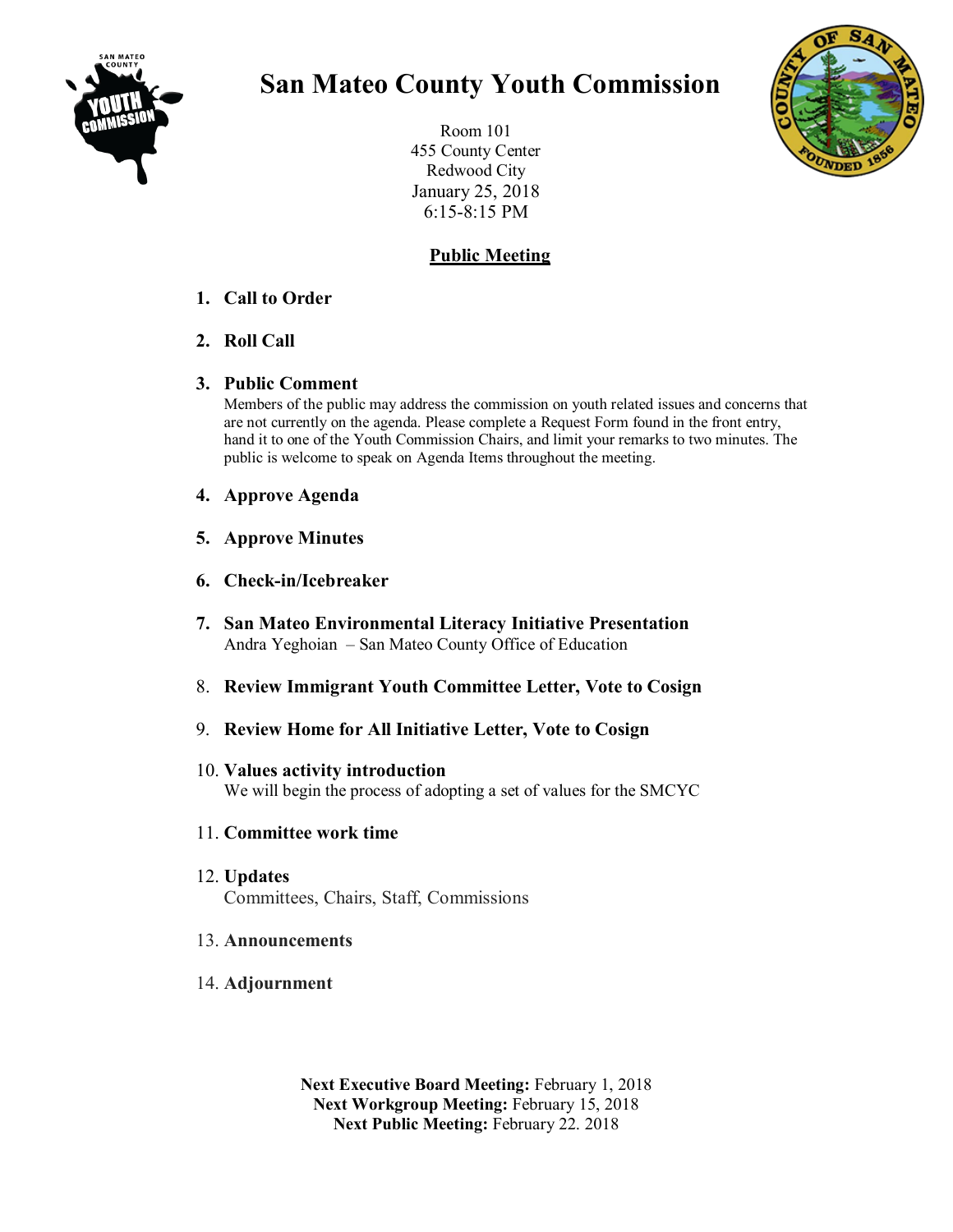# San Mateo County Youth Commission

Room 101
455 County Center
Redwood City
January 25, 2018
6:15-8:15 PM

## Public Meeting

1. **Call to Order**
2. **Roll Call**
3. **Public Comment**
   Members of the public may address the commission on youth related issues and concerns that are not currently on the agenda. Please complete a Request Form found in the front entry, hand it to one of the Youth Commission Chairs, and limit your remarks to two minutes. The public is welcome to speak on Agenda Items throughout the meeting.
4. **Approve Agenda**
5. **Approve Minutes**
6. **Check-in/Icebreaker**
7. **San Mateo Environmental Literacy Initiative Presentation**
   Andra Yeghoian – San Mateo County Office of Education
8. **Review Immigrant Youth Committee Letter, Vote to Cosign**
9. **Review Home for All Initiative Letter, Vote to Cosign**
10. **Values activity introduction**
    We will begin the process of adopting a set of values for the SMCYC
11. **Committee work time**
12. **Updates**
    Committees, Chairs, Staff, Commissions
13. **Announcements**
14. **Adjournment**

**Next Executive Board Meeting:** February 1, 2018
**Next Workgroup Meeting:** February 15, 2018
**Next Public Meeting:** February 22. 2018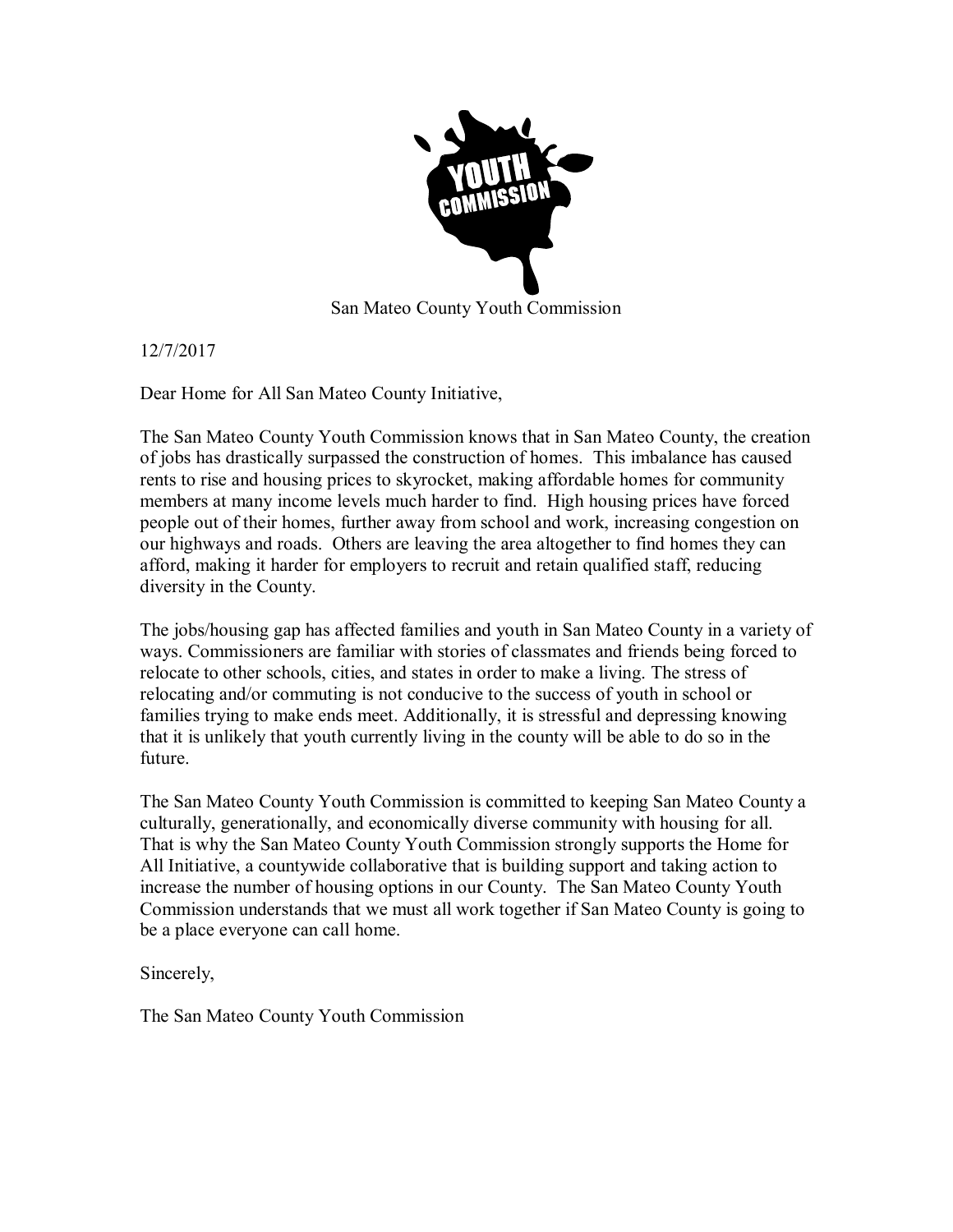YOUTH COMMISSION

San Mateo County Youth Commission

12/7/2017

Dear Home for All San Mateo County Initiative,

The San Mateo County Youth Commission knows that in San Mateo County, the creation of jobs has drastically surpassed the construction of homes. This imbalance has caused rents to rise and housing prices to skyrocket, making affordable homes for community members at many income levels much harder to find. High housing prices have forced people out of their homes, further away from school and work, increasing congestion on our highways and roads. Others are leaving the area altogether to find homes they can afford, making it harder for employers to recruit and retain qualified staff, reducing diversity in the County.

The jobs/housing gap has affected families and youth in San Mateo County in a variety of ways. Commissioners are familiar with stories of classmates and friends being forced to relocate to other schools, cities, and states in order to make a living. The stress of relocating and/or commuting is not conducive to the success of youth in school or families trying to make ends meet. Additionally, it is stressful and depressing knowing that it is unlikely that youth currently living in the county will be able to do so in the future.

The San Mateo County Youth Commission is committed to keeping San Mateo County a culturally, generationally, and economically diverse community with housing for all. That is why the San Mateo County Youth Commission strongly supports the Home for All Initiative, a countywide collaborative that is building support and taking action to increase the number of housing options in our County. The San Mateo County Youth Commission understands that we must all work together if San Mateo County is going to be a place everyone can call home.

Sincerely,

The San Mateo County Youth Commission